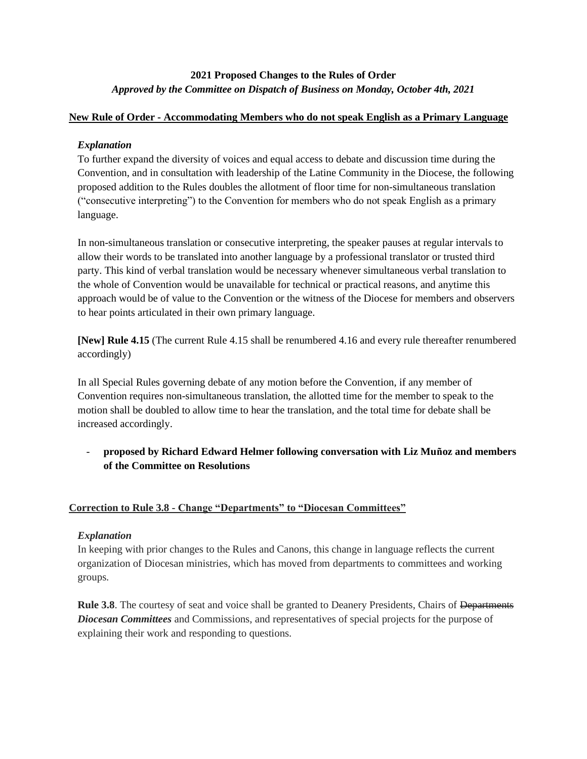**2021 Proposed Changes to the Rules of Order**

***Approved by the Committee on Dispatch of Business on Monday, October 4th, 2021***

**New Rule of Order - Accommodating Members who do not speak English as a Primary Language**

***Explanation***

To further expand the diversity of voices and equal access to debate and discussion time during the Convention, and in consultation with leadership of the Latine Community in the Diocese, the following proposed addition to the Rules doubles the allotment of floor time for non-simultaneous translation ("consecutive interpreting") to the Convention for members who do not speak English as a primary language.

In non-simultaneous translation or consecutive interpreting, the speaker pauses at regular intervals to allow their words to be translated into another language by a professional translator or trusted third party. This kind of verbal translation would be necessary whenever simultaneous verbal translation to the whole of Convention would be unavailable for technical or practical reasons, and anytime this approach would be of value to the Convention or the witness of the Diocese for members and observers to hear points articulated in their own primary language.

**[New] Rule 4.15** (The current Rule 4.15 shall be renumbered 4.16 and every rule thereafter renumbered accordingly)

In all Special Rules governing debate of any motion before the Convention, if any member of Convention requires non-simultaneous translation, the allotted time for the member to speak to the motion shall be doubled to allow time to hear the translation, and the total time for debate shall be increased accordingly.

- **proposed by Richard Edward Helmer following conversation with Liz Muñoz and members of the Committee on Resolutions**

**Correction to Rule 3.8 - Change "Departments" to "Diocesan Committees"**

***Explanation***

In keeping with prior changes to the Rules and Canons, this change in language reflects the current organization of Diocesan ministries, which has moved from departments to committees and working groups.

**Rule 3.8**. The courtesy of seat and voice shall be granted to Deanery Presidents, Chairs of ~~Departments~~ ***Diocesan Committees*** and Commissions, and representatives of special projects for the purpose of explaining their work and responding to questions.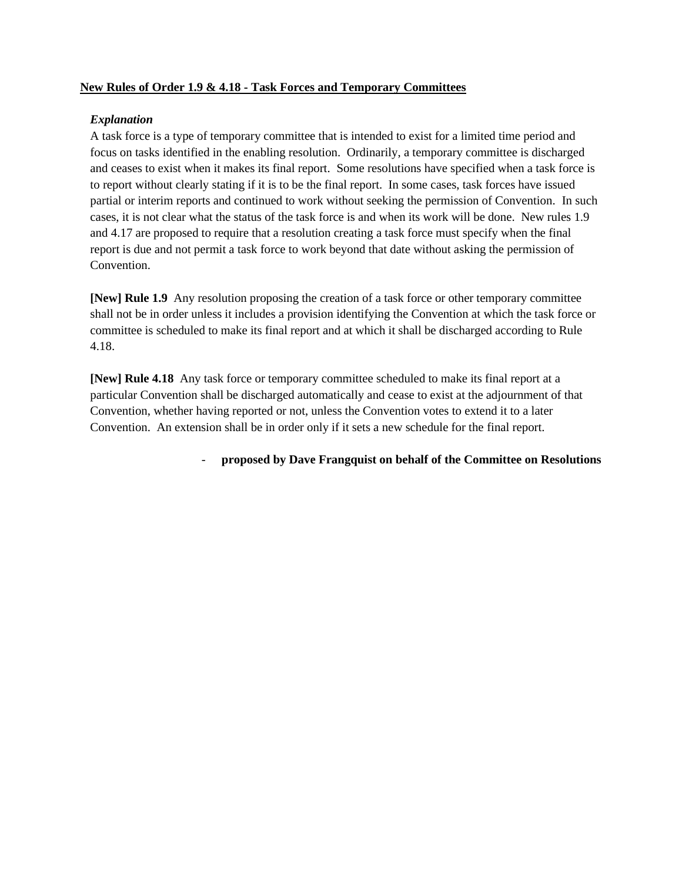**<u>New Rules of Order 1.9 & 4.18 - Task Forces and Temporary Committees</u>**

***Explanation***

A task force is a type of temporary committee that is intended to exist for a limited time period and focus on tasks identified in the enabling resolution. Ordinarily, a temporary committee is discharged and ceases to exist when it makes its final report. Some resolutions have specified when a task force is to report without clearly stating if it is to be the final report. In some cases, task forces have issued partial or interim reports and continued to work without seeking the permission of Convention. In such cases, it is not clear what the status of the task force is and when its work will be done. New rules 1.9 and 4.17 are proposed to require that a resolution creating a task force must specify when the final report is due and not permit a task force to work beyond that date without asking the permission of Convention.

**[New] Rule 1.9** Any resolution proposing the creation of a task force or other temporary committee shall not be in order unless it includes a provision identifying the Convention at which the task force or committee is scheduled to make its final report and at which it shall be discharged according to Rule 4.18.

**[New] Rule 4.18** Any task force or temporary committee scheduled to make its final report at a particular Convention shall be discharged automatically and cease to exist at the adjournment of that Convention, whether having reported or not, unless the Convention votes to extend it to a later Convention. An extension shall be in order only if it sets a new schedule for the final report.

- **proposed by Dave Frangquist on behalf of the Committee on Resolutions**